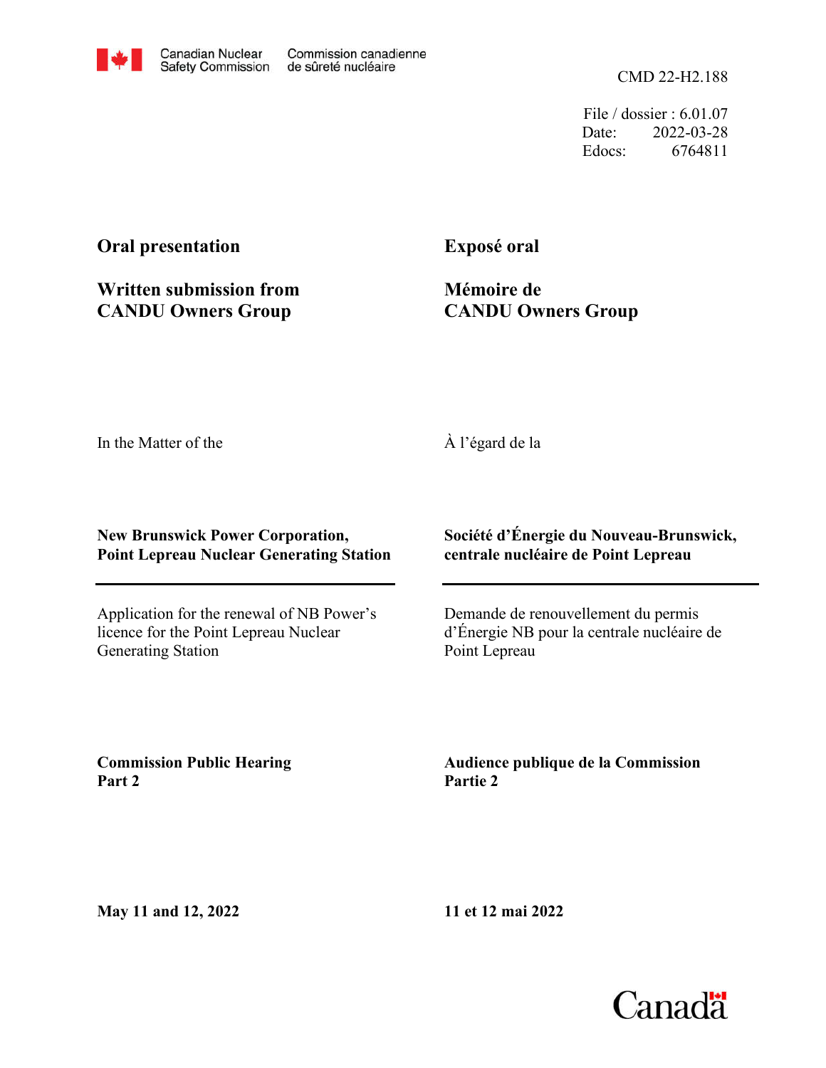Canadian Nuclear Safety Commission / Commission canadienne de sûreté nucléaire

CMD 22-H2.188

File / dossier : 6.01.07
Date: 2022-03-28
Edocs: 6764811

**Oral presentation**

**Written submission from CANDU Owners Group**

**Exposé oral**

**Mémoire de CANDU Owners Group**

In the Matter of the

À l'égard de la

**New Brunswick Power Corporation, Point Lepreau Nuclear Generating Station**

**Société d'Énergie du Nouveau-Brunswick, centrale nucléaire de Point Lepreau**

Application for the renewal of NB Power's licence for the Point Lepreau Nuclear Generating Station

Demande de renouvellement du permis d'Énergie NB pour la centrale nucléaire de Point Lepreau

**Commission Public Hearing**
**Part 2**

**Audience publique de la Commission**
**Partie 2**

**May 11 and 12, 2022**

**11 et 12 mai 2022**

Canada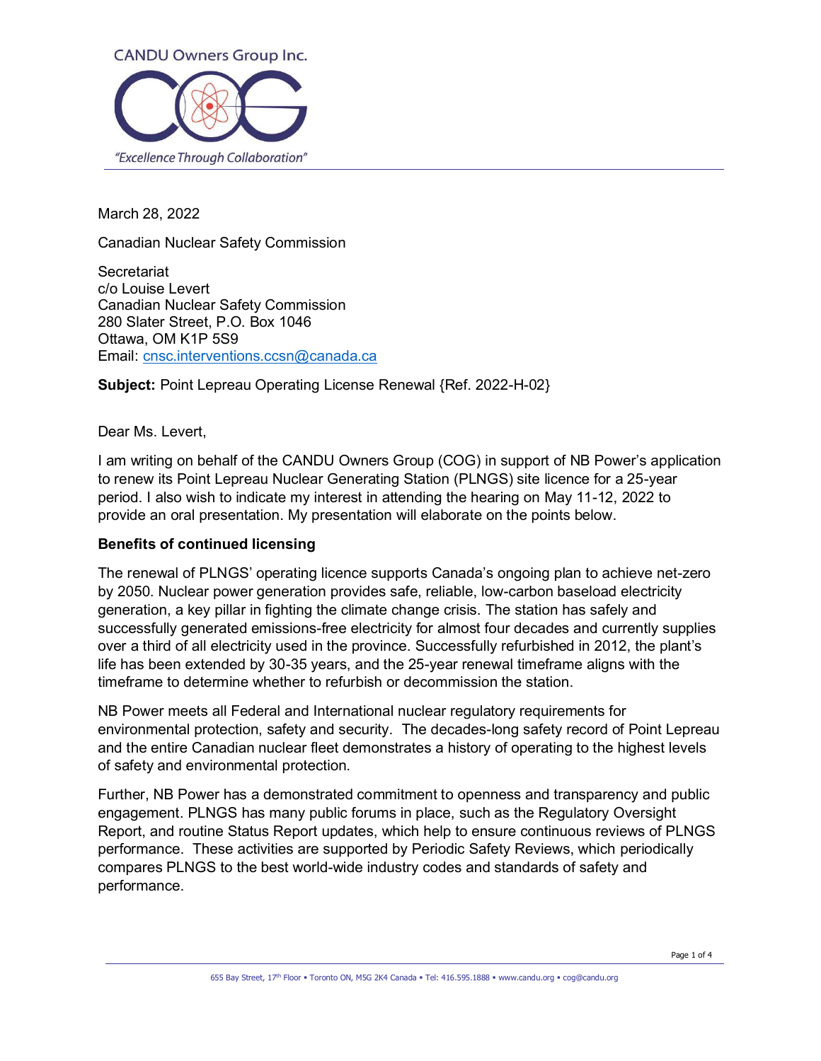CANDU Owners Group Inc.

"Excellence Through Collaboration"

March 28, 2022

Canadian Nuclear Safety Commission

Secretariat  
c/o Louise Levert  
Canadian Nuclear Safety Commission  
280 Slater Street, P.O. Box 1046  
Ottawa, OM K1P 5S9  
Email: cnsc.interventions.ccsn@canada.ca

**Subject:** Point Lepreau Operating License Renewal {Ref. 2022-H-02}

Dear Ms. Levert,

I am writing on behalf of the CANDU Owners Group (COG) in support of NB Power's application to renew its Point Lepreau Nuclear Generating Station (PLNGS) site licence for a 25-year period. I also wish to indicate my interest in attending the hearing on May 11-12, 2022 to provide an oral presentation. My presentation will elaborate on the points below.

**Benefits of continued licensing**

The renewal of PLNGS' operating licence supports Canada's ongoing plan to achieve net-zero by 2050. Nuclear power generation provides safe, reliable, low-carbon baseload electricity generation, a key pillar in fighting the climate change crisis. The station has safely and successfully generated emissions-free electricity for almost four decades and currently supplies over a third of all electricity used in the province. Successfully refurbished in 2012, the plant's life has been extended by 30-35 years, and the 25-year renewal timeframe aligns with the timeframe to determine whether to refurbish or decommission the station.

NB Power meets all Federal and International nuclear regulatory requirements for environmental protection, safety and security. The decades-long safety record of Point Lepreau and the entire Canadian nuclear fleet demonstrates a history of operating to the highest levels of safety and environmental protection.

Further, NB Power has a demonstrated commitment to openness and transparency and public engagement. PLNGS has many public forums in place, such as the Regulatory Oversight Report, and routine Status Report updates, which help to ensure continuous reviews of PLNGS performance. These activities are supported by Periodic Safety Reviews, which periodically compares PLNGS to the best world-wide industry codes and standards of safety and performance.

655 Bay Street, 17th Floor ▪ Toronto ON, M5G 2K4 Canada ▪ Tel: 416.595.1888 ▪ www.candu.org ▪ cog@candu.org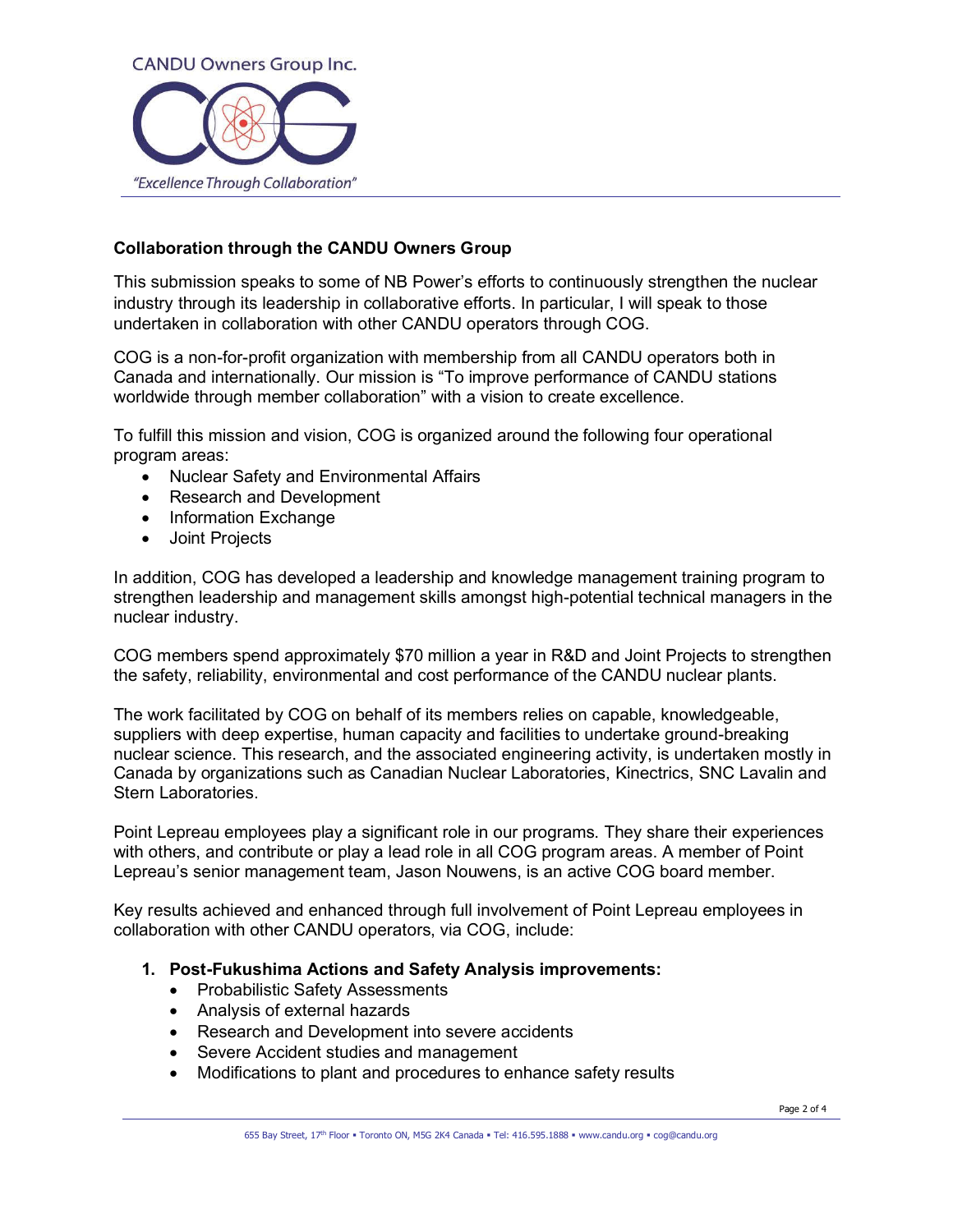CANDU Owners Group Inc.

*"Excellence Through Collaboration"*

**Collaboration through the CANDU Owners Group**

This submission speaks to some of NB Power's efforts to continuously strengthen the nuclear industry through its leadership in collaborative efforts. In particular, I will speak to those undertaken in collaboration with other CANDU operators through COG.

COG is a non-for-profit organization with membership from all CANDU operators both in Canada and internationally. Our mission is "To improve performance of CANDU stations worldwide through member collaboration" with a vision to create excellence.

To fulfill this mission and vision, COG is organized around the following four operational program areas:

- Nuclear Safety and Environmental Affairs
- Research and Development
- Information Exchange
- Joint Projects

In addition, COG has developed a leadership and knowledge management training program to strengthen leadership and management skills amongst high-potential technical managers in the nuclear industry.

COG members spend approximately $70 million a year in R&D and Joint Projects to strengthen the safety, reliability, environmental and cost performance of the CANDU nuclear plants.

The work facilitated by COG on behalf of its members relies on capable, knowledgeable, suppliers with deep expertise, human capacity and facilities to undertake ground-breaking nuclear science. This research, and the associated engineering activity, is undertaken mostly in Canada by organizations such as Canadian Nuclear Laboratories, Kinectrics, SNC Lavalin and Stern Laboratories.

Point Lepreau employees play a significant role in our programs. They share their experiences with others, and contribute or play a lead role in all COG program areas. A member of Point Lepreau's senior management team, Jason Nouwens, is an active COG board member.

Key results achieved and enhanced through full involvement of Point Lepreau employees in collaboration with other CANDU operators, via COG, include:

1. **Post-Fukushima Actions and Safety Analysis improvements:**
   - Probabilistic Safety Assessments
   - Analysis of external hazards
   - Research and Development into severe accidents
   - Severe Accident studies and management
   - Modifications to plant and procedures to enhance safety results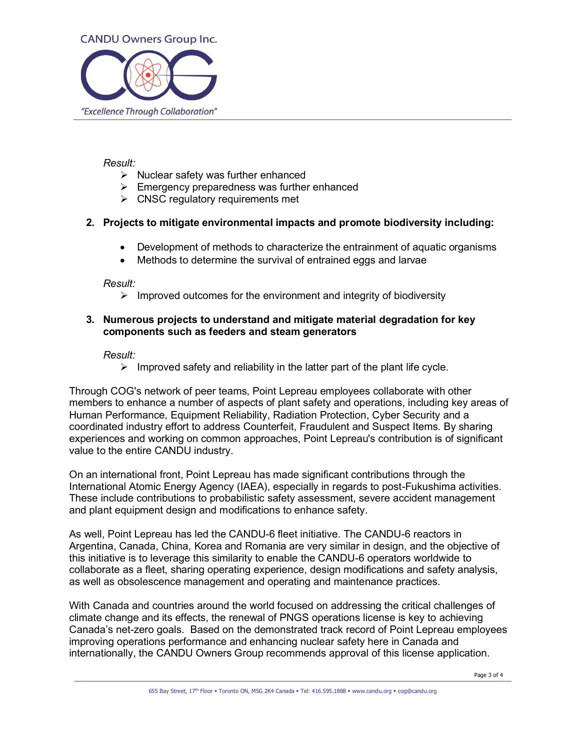*Result:*

- Nuclear safety was further enhanced
- Emergency preparedness was further enhanced
- CNSC regulatory requirements met

2. **Projects to mitigate environmental impacts and promote biodiversity including:**

    - Development of methods to characterize the entrainment of aquatic organisms
    - Methods to determine the survival of entrained eggs and larvae

    *Result:*

    - Improved outcomes for the environment and integrity of biodiversity

3. **Numerous projects to understand and mitigate material degradation for key components such as feeders and steam generators**

    *Result:*

    - Improved safety and reliability in the latter part of the plant life cycle.

Through COG's network of peer teams, Point Lepreau employees collaborate with other members to enhance a number of aspects of plant safety and operations, including key areas of Human Performance, Equipment Reliability, Radiation Protection, Cyber Security and a coordinated industry effort to address Counterfeit, Fraudulent and Suspect Items. By sharing experiences and working on common approaches, Point Lepreau's contribution is of significant value to the entire CANDU industry.

On an international front, Point Lepreau has made significant contributions through the International Atomic Energy Agency (IAEA), especially in regards to post-Fukushima activities. These include contributions to probabilistic safety assessment, severe accident management and plant equipment design and modifications to enhance safety.

As well, Point Lepreau has led the CANDU-6 fleet initiative. The CANDU-6 reactors in Argentina, Canada, China, Korea and Romania are very similar in design, and the objective of this initiative is to leverage this similarity to enable the CANDU-6 operators worldwide to collaborate as a fleet, sharing operating experience, design modifications and safety analysis, as well as obsolescence management and operating and maintenance practices.

With Canada and countries around the world focused on addressing the critical challenges of climate change and its effects, the renewal of PNGS operations license is key to achieving Canada's net-zero goals. Based on the demonstrated track record of Point Lepreau employees improving operations performance and enhancing nuclear safety here in Canada and internationally, the CANDU Owners Group recommends approval of this license application.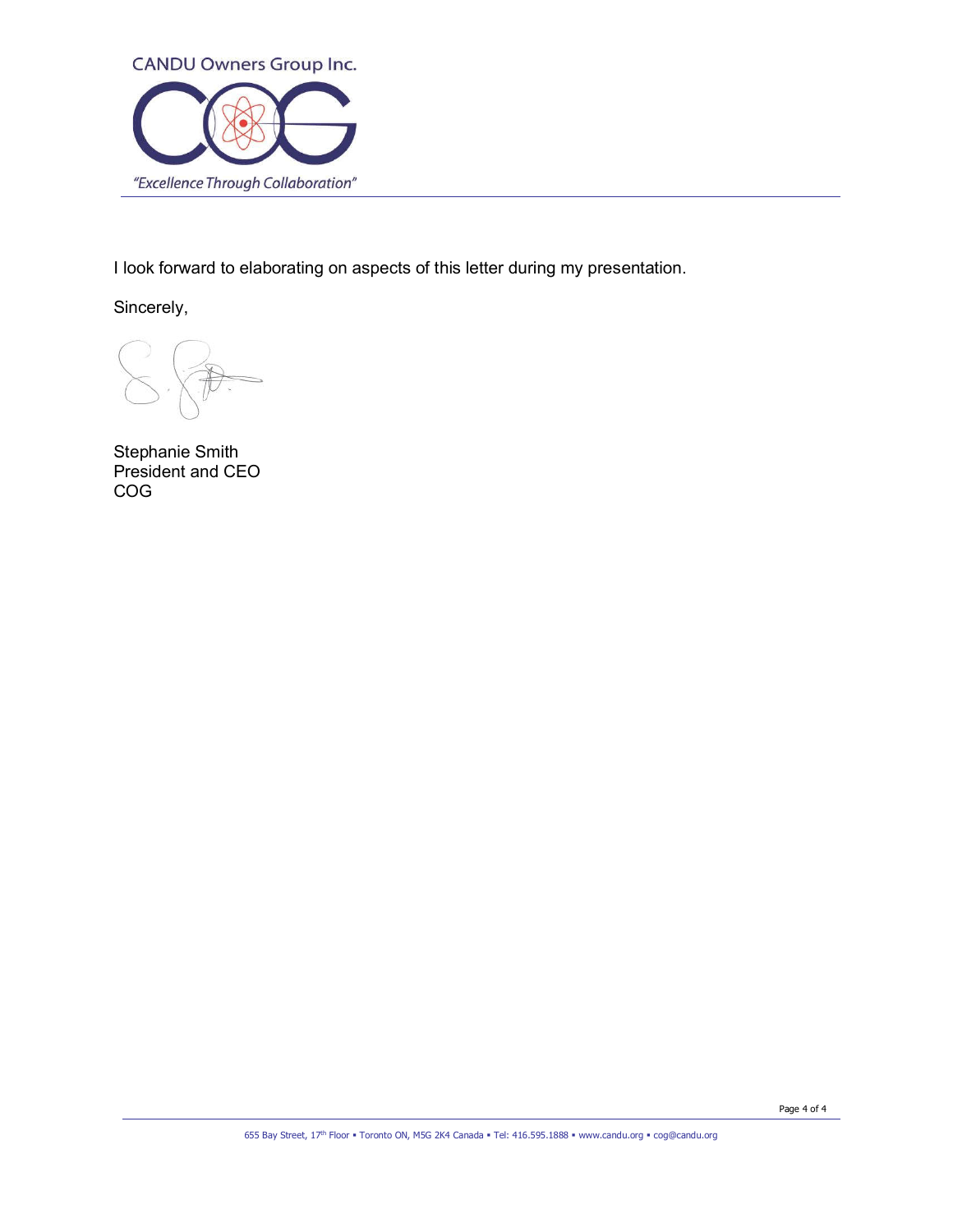I look forward to elaborating on aspects of this letter during my presentation.

Sincerely,

Stephanie Smith
President and CEO
COG